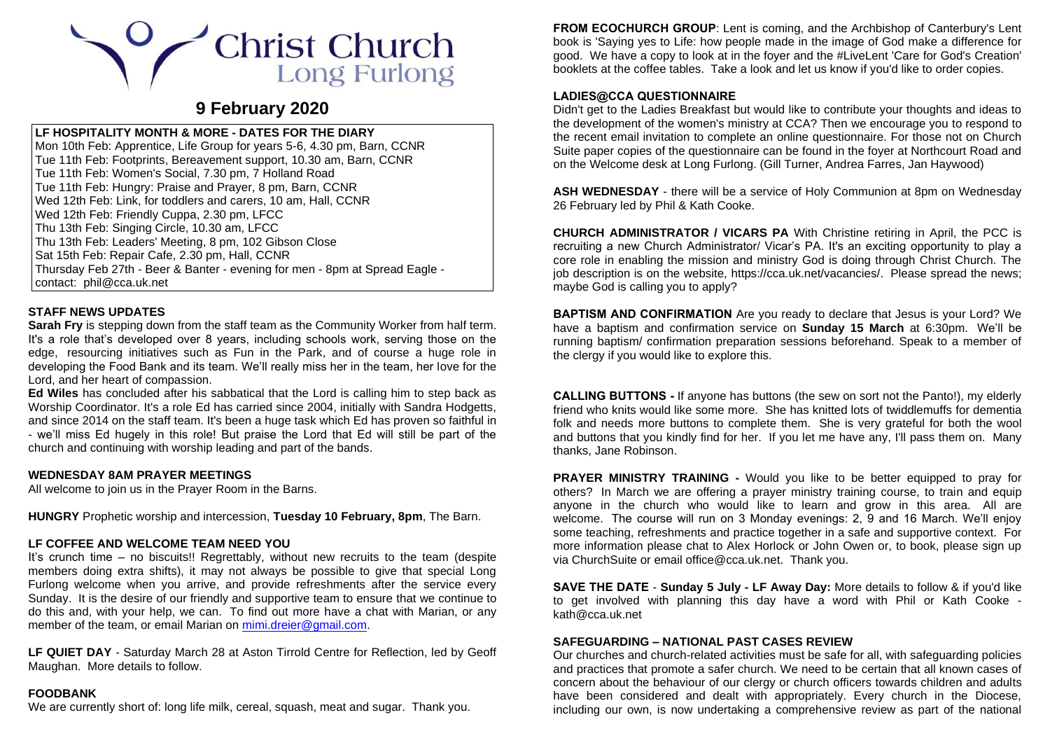# Christ Church Long Furlong

## 9 February 2020

**LF HOSPITALITY MONTH & MORE - DATES FOR THE DIARY**

Mon 10th Feb: Apprentice, Life Group for years 5-6, 4.30 pm, Barn, CCNR
Tue 11th Feb: Footprints, Bereavement support, 10.30 am, Barn, CCNR
Tue 11th Feb: Women's Social, 7.30 pm, 7 Holland Road
Tue 11th Feb: Hungry: Praise and Prayer, 8 pm, Barn, CCNR
Wed 12th Feb: Link, for toddlers and carers, 10 am, Hall, CCNR
Wed 12th Feb: Friendly Cuppa, 2.30 pm, LFCC
Thu 13th Feb: Singing Circle, 10.30 am, LFCC
Thu 13th Feb: Leaders' Meeting, 8 pm, 102 Gibson Close
Sat 15th Feb: Repair Cafe, 2.30 pm, Hall, CCNR
Thursday Feb 27th - Beer & Banter - evening for men - 8pm at Spread Eagle - contact: phil@cca.uk.net

### STAFF NEWS UPDATES

**Sarah Fry** is stepping down from the staff team as the Community Worker from half term. It's a role that's developed over 8 years, including schools work, serving those on the edge, resourcing initiatives such as Fun in the Park, and of course a huge role in developing the Food Bank and its team. We'll really miss her in the team, her love for the Lord, and her heart of compassion.

**Ed Wiles** has concluded after his sabbatical that the Lord is calling him to step back as Worship Coordinator. It's a role Ed has carried since 2004, initially with Sandra Hodgetts, and since 2014 on the staff team. It's been a huge task which Ed has proven so faithful in - we'll miss Ed hugely in this role! But praise the Lord that Ed will still be part of the church and continuing with worship leading and part of the bands.

### WEDNESDAY 8AM PRAYER MEETINGS

All welcome to join us in the Prayer Room in the Barns.

**HUNGRY** Prophetic worship and intercession, **Tuesday 10 February, 8pm**, The Barn.

### LF COFFEE AND WELCOME TEAM NEED YOU

It's crunch time – no biscuits!! Regrettably, without new recruits to the team (despite members doing extra shifts), it may not always be possible to give that special Long Furlong welcome when you arrive, and provide refreshments after the service every Sunday. It is the desire of our friendly and supportive team to ensure that we continue to do this and, with your help, we can. To find out more have a chat with Marian, or any member of the team, or email Marian on mimi.dreier@gmail.com.

**LF QUIET DAY** - Saturday March 28 at Aston Tirrold Centre for Reflection, led by Geoff Maughan. More details to follow.

### FOODBANK

We are currently short of: long life milk, cereal, squash, meat and sugar. Thank you.

**FROM ECOCHURCH GROUP**: Lent is coming, and the Archbishop of Canterbury's Lent book is 'Saying yes to Life: how people made in the image of God make a difference for good. We have a copy to look at in the foyer and the #LiveLent 'Care for God's Creation' booklets at the coffee tables. Take a look and let us know if you'd like to order copies.

### LADIES@CCA QUESTIONNAIRE

Didn't get to the Ladies Breakfast but would like to contribute your thoughts and ideas to the development of the women's ministry at CCA? Then we encourage you to respond to the recent email invitation to complete an online questionnaire. For those not on Church Suite paper copies of the questionnaire can be found in the foyer at Northcourt Road and on the Welcome desk at Long Furlong. (Gill Turner, Andrea Farres, Jan Haywood)

**ASH WEDNESDAY** - there will be a service of Holy Communion at 8pm on Wednesday 26 February led by Phil & Kath Cooke.

**CHURCH ADMINISTRATOR / VICARS PA** With Christine retiring in April, the PCC is recruiting a new Church Administrator/ Vicar's PA. It's an exciting opportunity to play a core role in enabling the mission and ministry God is doing through Christ Church. The job description is on the website, https://cca.uk.net/vacancies/. Please spread the news; maybe God is calling you to apply?

**BAPTISM AND CONFIRMATION** Are you ready to declare that Jesus is your Lord? We have a baptism and confirmation service on **Sunday 15 March** at 6:30pm. We'll be running baptism/ confirmation preparation sessions beforehand. Speak to a member of the clergy if you would like to explore this.

**CALLING BUTTONS -** If anyone has buttons (the sew on sort not the Panto!), my elderly friend who knits would like some more. She has knitted lots of twiddlemuffs for dementia folk and needs more buttons to complete them. She is very grateful for both the wool and buttons that you kindly find for her. If you let me have any, I'll pass them on. Many thanks, Jane Robinson.

**PRAYER MINISTRY TRAINING -** Would you like to be better equipped to pray for others? In March we are offering a prayer ministry training course, to train and equip anyone in the church who would like to learn and grow in this area. All are welcome. The course will run on 3 Monday evenings: 2, 9 and 16 March. We'll enjoy some teaching, refreshments and practice together in a safe and supportive context. For more information please chat to Alex Horlock or John Owen or, to book, please sign up via ChurchSuite or email office@cca.uk.net. Thank you.

**SAVE THE DATE** - **Sunday 5 July - LF Away Day:** More details to follow & if you'd like to get involved with planning this day have a word with Phil or Kath Cooke - kath@cca.uk.net

### SAFEGUARDING – NATIONAL PAST CASES REVIEW

Our churches and church-related activities must be safe for all, with safeguarding policies and practices that promote a safer church. We need to be certain that all known cases of concern about the behaviour of our clergy or church officers towards children and adults have been considered and dealt with appropriately. Every church in the Diocese, including our own, is now undertaking a comprehensive review as part of the national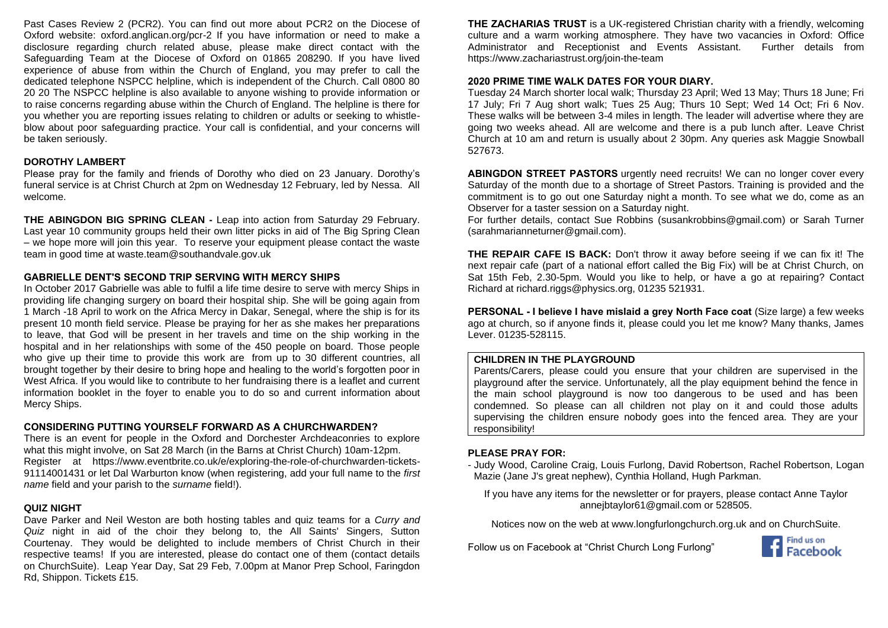Past Cases Review 2 (PCR2). You can find out more about PCR2 on the Diocese of Oxford website: oxford.anglican.org/pcr-2 If you have information or need to make a disclosure regarding church related abuse, please make direct contact with the Safeguarding Team at the Diocese of Oxford on 01865 208290. If you have lived experience of abuse from within the Church of England, you may prefer to call the dedicated telephone NSPCC helpline, which is independent of the Church. Call 0800 80 20 20 The NSPCC helpline is also available to anyone wishing to provide information or to raise concerns regarding abuse within the Church of England. The helpline is there for you whether you are reporting issues relating to children or adults or seeking to whistle-blow about poor safeguarding practice. Your call is confidential, and your concerns will be taken seriously.

**DOROTHY LAMBERT**

Please pray for the family and friends of Dorothy who died on 23 January. Dorothy's funeral service is at Christ Church at 2pm on Wednesday 12 February, led by Nessa. All welcome.

**THE ABINGDON BIG SPRING CLEAN -** Leap into action from Saturday 29 February. Last year 10 community groups held their own litter picks in aid of The Big Spring Clean – we hope more will join this year. To reserve your equipment please contact the waste team in good time at waste.team@southandvale.gov.uk

**GABRIELLE DENT'S SECOND TRIP SERVING WITH MERCY SHIPS**

In October 2017 Gabrielle was able to fulfil a life time desire to serve with mercy Ships in providing life changing surgery on board their hospital ship. She will be going again from 1 March -18 April to work on the Africa Mercy in Dakar, Senegal, where the ship is for its present 10 month field service. Please be praying for her as she makes her preparations to leave, that God will be present in her travels and time on the ship working in the hospital and in her relationships with some of the 450 people on board. Those people who give up their time to provide this work are from up to 30 different countries, all brought together by their desire to bring hope and healing to the world's forgotten poor in West Africa. If you would like to contribute to her fundraising there is a leaflet and current information booklet in the foyer to enable you to do so and current information about Mercy Ships.

**CONSIDERING PUTTING YOURSELF FORWARD AS A CHURCHWARDEN?**

There is an event for people in the Oxford and Dorchester Archdeaconries to explore what this might involve, on Sat 28 March (in the Barns at Christ Church) 10am-12pm. Register at https://www.eventbrite.co.uk/e/exploring-the-role-of-churchwarden-tickets-91114001431 or let Dal Warburton know (when registering, add your full name to the *first name* field and your parish to the *surname* field!).

**QUIZ NIGHT**

Dave Parker and Neil Weston are both hosting tables and quiz teams for a *Curry and Quiz* night in aid of the choir they belong to, the All Saints' Singers, Sutton Courtenay. They would be delighted to include members of Christ Church in their respective teams! If you are interested, please do contact one of them (contact details on ChurchSuite). Leap Year Day, Sat 29 Feb, 7.00pm at Manor Prep School, Faringdon Rd, Shippon. Tickets £15.

**THE ZACHARIAS TRUST** is a UK-registered Christian charity with a friendly, welcoming culture and a warm working atmosphere. They have two vacancies in Oxford: Office Administrator and Receptionist and Events Assistant. Further details from https://www.zachariastrust.org/join-the-team

**2020 PRIME TIME WALK DATES FOR YOUR DIARY.**

Tuesday 24 March shorter local walk; Thursday 23 April; Wed 13 May; Thurs 18 June; Fri 17 July; Fri 7 Aug short walk; Tues 25 Aug; Thurs 10 Sept; Wed 14 Oct; Fri 6 Nov. These walks will be between 3-4 miles in length. The leader will advertise where they are going two weeks ahead. All are welcome and there is a pub lunch after. Leave Christ Church at 10 am and return is usually about 2 30pm. Any queries ask Maggie Snowball 527673.

**ABINGDON STREET PASTORS** urgently need recruits! We can no longer cover every Saturday of the month due to a shortage of Street Pastors. Training is provided and the commitment is to go out one Saturday night a month. To see what we do, come as an Observer for a taster session on a Saturday night.

For further details, contact Sue Robbins (susankrobbins@gmail.com) or Sarah Turner (sarahmarianneturner@gmail.com).

**THE REPAIR CAFE IS BACK:** Don't throw it away before seeing if we can fix it! The next repair cafe (part of a national effort called the Big Fix) will be at Christ Church, on Sat 15th Feb, 2.30-5pm. Would you like to help, or have a go at repairing? Contact Richard at richard.riggs@physics.org, 01235 521931.

**PERSONAL - I believe I have mislaid a grey North Face coat** (Size large) a few weeks ago at church, so if anyone finds it, please could you let me know? Many thanks, James Lever. 01235-528115.

**CHILDREN IN THE PLAYGROUND**

Parents/Carers, please could you ensure that your children are supervised in the playground after the service. Unfortunately, all the play equipment behind the fence in the main school playground is now too dangerous to be used and has been condemned. So please can all children not play on it and could those adults supervising the children ensure nobody goes into the fenced area. They are your responsibility!

**PLEASE PRAY FOR:**

- Judy Wood, Caroline Craig, Louis Furlong, David Robertson, Rachel Robertson, Logan Mazie (Jane J's great nephew), Cynthia Holland, Hugh Parkman.

If you have any items for the newsletter or for prayers, please contact Anne Taylor annejbtaylor61@gmail.com or 528505.

Notices now on the web at www.longfurlongchurch.org.uk and on ChurchSuite.

Follow us on Facebook at "Christ Church Long Furlong"

Find us on Facebook